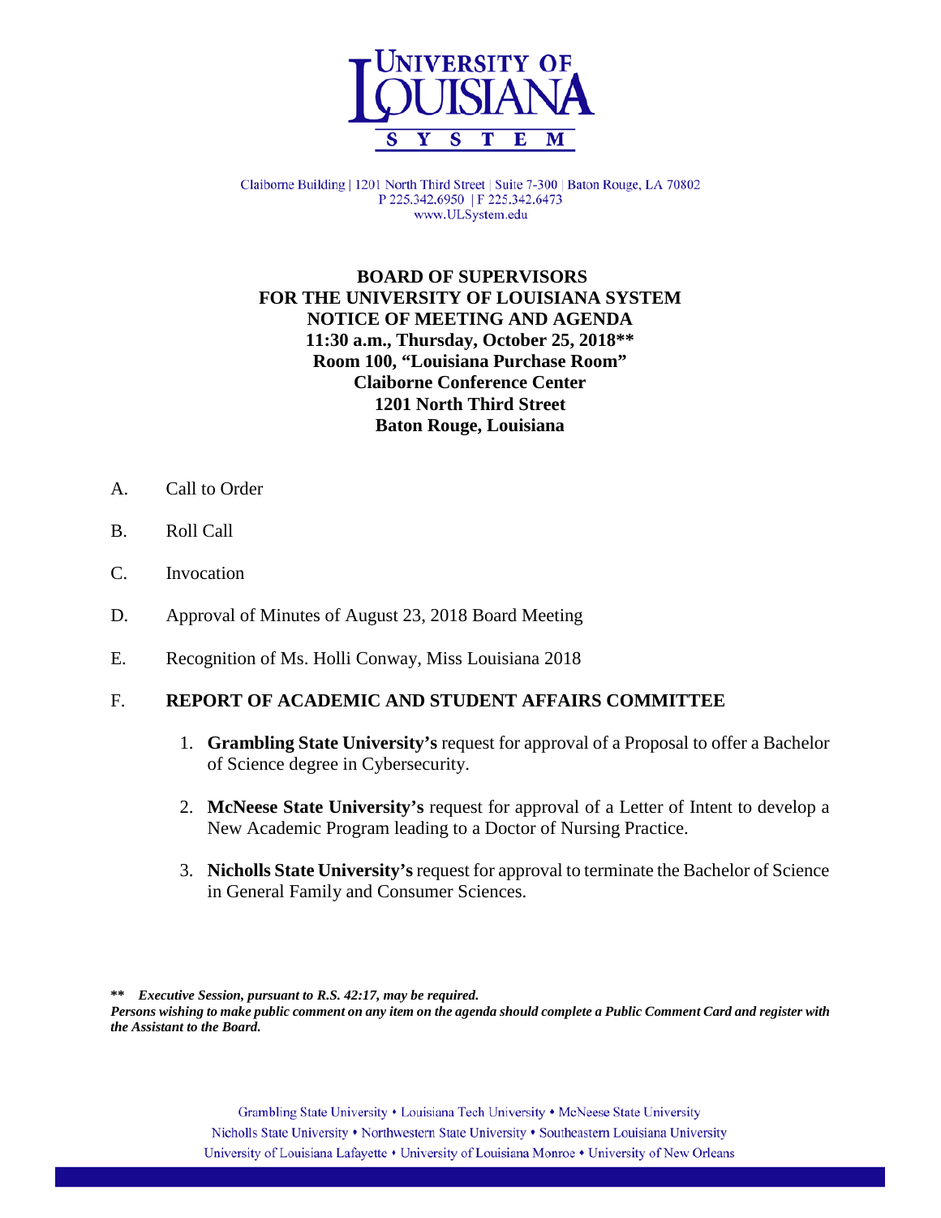Claiborne Building | 1201 North Third Street | Suite 7-300 | Baton Rouge, LA 70802
P 225.342.6950 | F 225.342.6473
www.ULSystem.edu

**BOARD OF SUPERVISORS**
**FOR THE UNIVERSITY OF LOUISIANA SYSTEM**
**NOTICE OF MEETING AND AGENDA**
**11:30 a.m., Thursday, October 25, 2018\*\***
**Room 100, "Louisiana Purchase Room"**
**Claiborne Conference Center**
**1201 North Third Street**
**Baton Rouge, Louisiana**

A. Call to Order

B. Roll Call

C. Invocation

D. Approval of Minutes of August 23, 2018 Board Meeting

E. Recognition of Ms. Holli Conway, Miss Louisiana 2018

F. **REPORT OF ACADEMIC AND STUDENT AFFAIRS COMMITTEE**

1. **Grambling State University's** request for approval of a Proposal to offer a Bachelor of Science degree in Cybersecurity.
2. **McNeese State University's** request for approval of a Letter of Intent to develop a New Academic Program leading to a Doctor of Nursing Practice.
3. **Nicholls State University's** request for approval to terminate the Bachelor of Science in General Family and Consumer Sciences.

\*\* *Executive Session, pursuant to R.S. 42:17, may be required.*
***Persons wishing to make public comment on any item on the agenda should complete a Public Comment Card and register with the Assistant to the Board.***

Grambling State University • Louisiana Tech University • McNeese State University
Nicholls State University • Northwestern State University • Southeastern Louisiana University
University of Louisiana Lafayette • University of Louisiana Monroe • University of New Orleans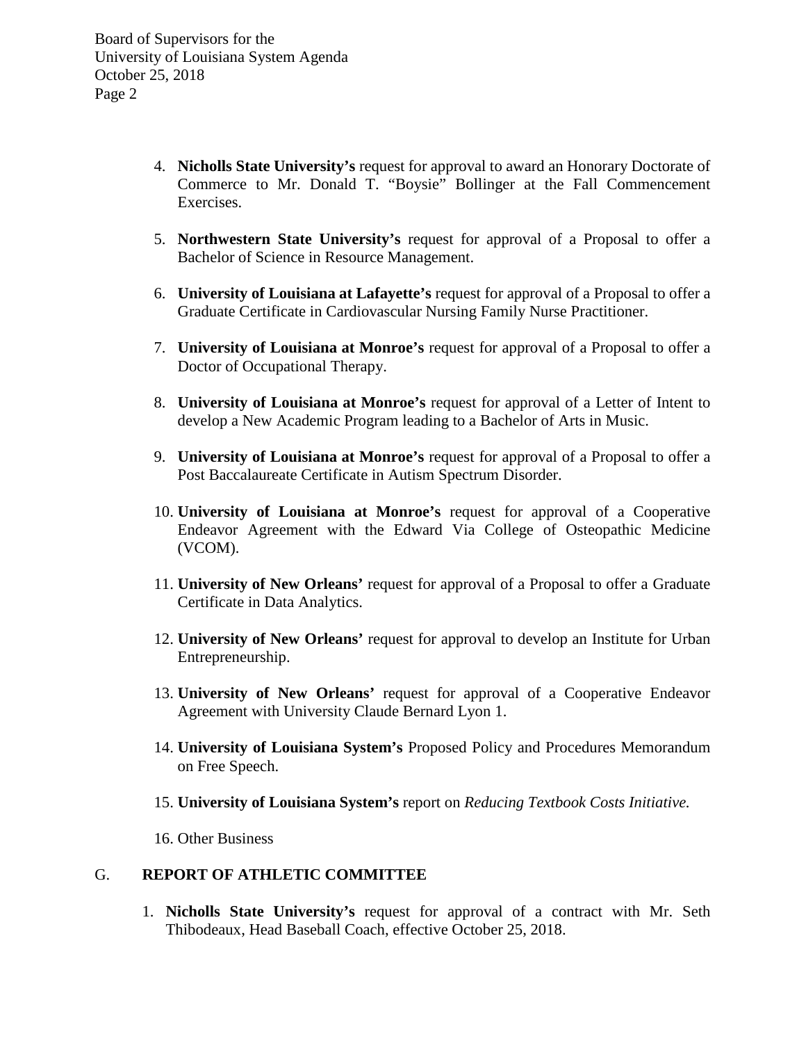4. **Nicholls State University's** request for approval to award an Honorary Doctorate of Commerce to Mr. Donald T. "Boysie" Bollinger at the Fall Commencement Exercises.

5. **Northwestern State University's** request for approval of a Proposal to offer a Bachelor of Science in Resource Management.

6. **University of Louisiana at Lafayette's** request for approval of a Proposal to offer a Graduate Certificate in Cardiovascular Nursing Family Nurse Practitioner.

7. **University of Louisiana at Monroe's** request for approval of a Proposal to offer a Doctor of Occupational Therapy.

8. **University of Louisiana at Monroe's** request for approval of a Letter of Intent to develop a New Academic Program leading to a Bachelor of Arts in Music.

9. **University of Louisiana at Monroe's** request for approval of a Proposal to offer a Post Baccalaureate Certificate in Autism Spectrum Disorder.

10. **University of Louisiana at Monroe's** request for approval of a Cooperative Endeavor Agreement with the Edward Via College of Osteopathic Medicine (VCOM).

11. **University of New Orleans'** request for approval of a Proposal to offer a Graduate Certificate in Data Analytics.

12. **University of New Orleans'** request for approval to develop an Institute for Urban Entrepreneurship.

13. **University of New Orleans'** request for approval of a Cooperative Endeavor Agreement with University Claude Bernard Lyon 1.

14. **University of Louisiana System's** Proposed Policy and Procedures Memorandum on Free Speech.

15. **University of Louisiana System's** report on *Reducing Textbook Costs Initiative.*

16. Other Business

## G. REPORT OF ATHLETIC COMMITTEE

1. **Nicholls State University's** request for approval of a contract with Mr. Seth Thibodeaux, Head Baseball Coach, effective October 25, 2018.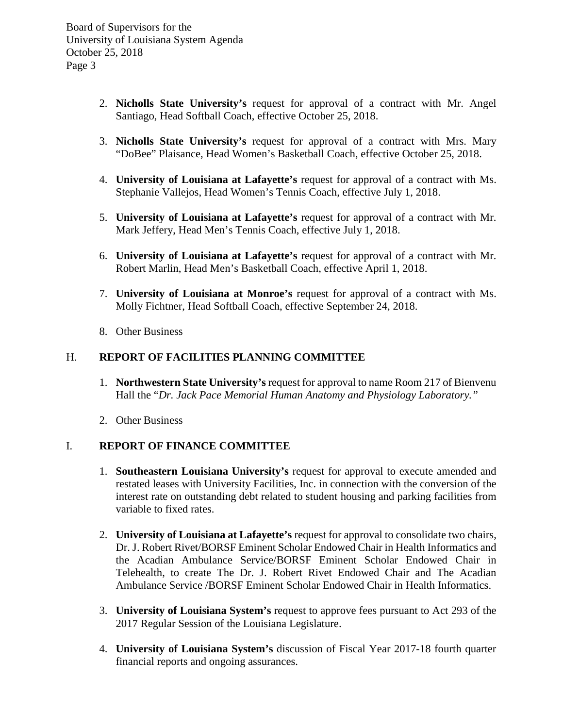2. **Nicholls State University's** request for approval of a contract with Mr. Angel Santiago, Head Softball Coach, effective October 25, 2018.

3. **Nicholls State University's** request for approval of a contract with Mrs. Mary "DoBee" Plaisance, Head Women's Basketball Coach, effective October 25, 2018.

4. **University of Louisiana at Lafayette's** request for approval of a contract with Ms. Stephanie Vallejos, Head Women's Tennis Coach, effective July 1, 2018.

5. **University of Louisiana at Lafayette's** request for approval of a contract with Mr. Mark Jeffery, Head Men's Tennis Coach, effective July 1, 2018.

6. **University of Louisiana at Lafayette's** request for approval of a contract with Mr. Robert Marlin, Head Men's Basketball Coach, effective April 1, 2018.

7. **University of Louisiana at Monroe's** request for approval of a contract with Ms. Molly Fichtner, Head Softball Coach, effective September 24, 2018.

8. Other Business

## H. REPORT OF FACILITIES PLANNING COMMITTEE

1. **Northwestern State University's** request for approval to name Room 217 of Bienvenu Hall the "*Dr. Jack Pace Memorial Human Anatomy and Physiology Laboratory.*"

2. Other Business

## I. REPORT OF FINANCE COMMITTEE

1. **Southeastern Louisiana University's** request for approval to execute amended and restated leases with University Facilities, Inc. in connection with the conversion of the interest rate on outstanding debt related to student housing and parking facilities from variable to fixed rates.

2. **University of Louisiana at Lafayette's** request for approval to consolidate two chairs, Dr. J. Robert Rivet/BORSF Eminent Scholar Endowed Chair in Health Informatics and the Acadian Ambulance Service/BORSF Eminent Scholar Endowed Chair in Telehealth, to create The Dr. J. Robert Rivet Endowed Chair and The Acadian Ambulance Service /BORSF Eminent Scholar Endowed Chair in Health Informatics.

3. **University of Louisiana System's** request to approve fees pursuant to Act 293 of the 2017 Regular Session of the Louisiana Legislature.

4. **University of Louisiana System's** discussion of Fiscal Year 2017-18 fourth quarter financial reports and ongoing assurances.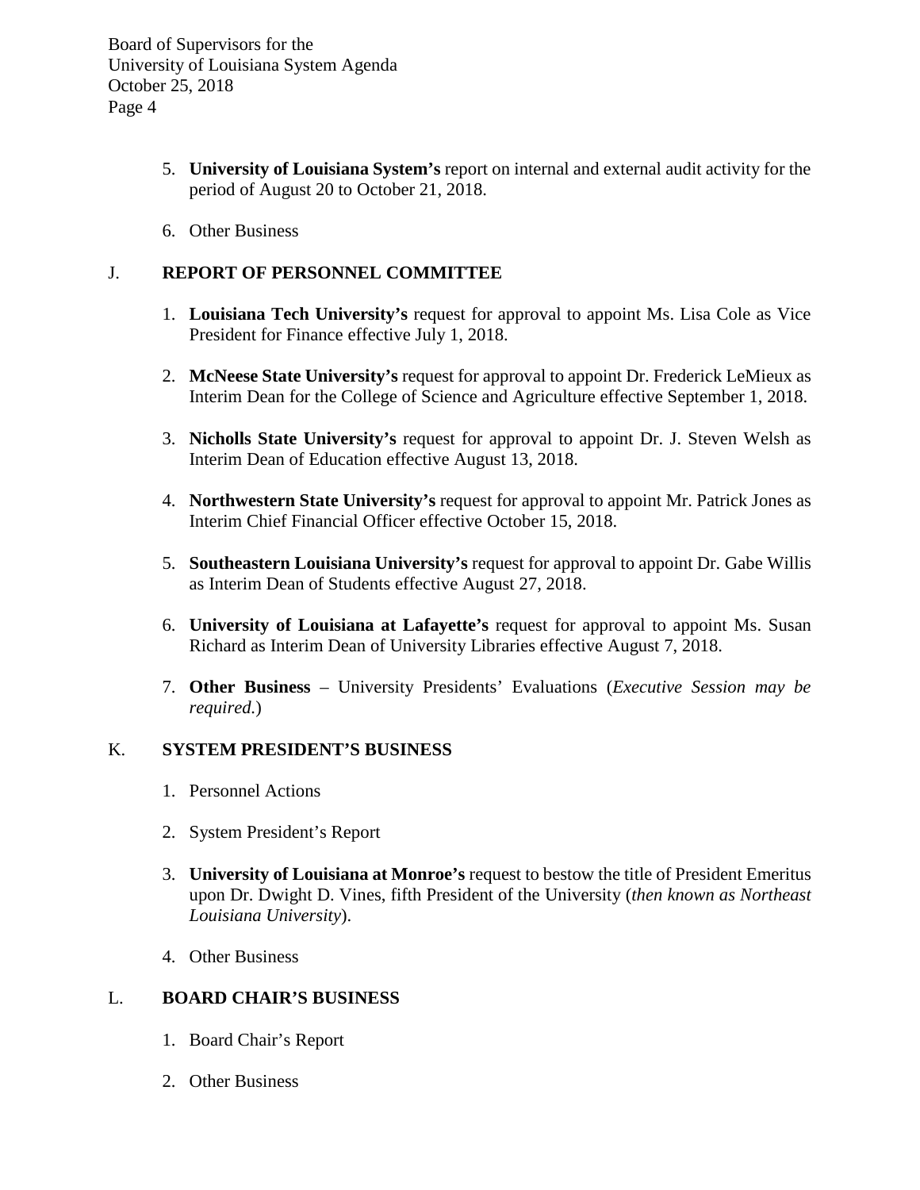5. **University of Louisiana System's** report on internal and external audit activity for the period of August 20 to October 21, 2018.

6. Other Business

## J. REPORT OF PERSONNEL COMMITTEE

1. **Louisiana Tech University's** request for approval to appoint Ms. Lisa Cole as Vice President for Finance effective July 1, 2018.

2. **McNeese State University's** request for approval to appoint Dr. Frederick LeMieux as Interim Dean for the College of Science and Agriculture effective September 1, 2018.

3. **Nicholls State University's** request for approval to appoint Dr. J. Steven Welsh as Interim Dean of Education effective August 13, 2018.

4. **Northwestern State University's** request for approval to appoint Mr. Patrick Jones as Interim Chief Financial Officer effective October 15, 2018.

5. **Southeastern Louisiana University's** request for approval to appoint Dr. Gabe Willis as Interim Dean of Students effective August 27, 2018.

6. **University of Louisiana at Lafayette's** request for approval to appoint Ms. Susan Richard as Interim Dean of University Libraries effective August 7, 2018.

7. **Other Business** – University Presidents' Evaluations (*Executive Session may be required.*)

## K. SYSTEM PRESIDENT'S BUSINESS

1. Personnel Actions

2. System President's Report

3. **University of Louisiana at Monroe's** request to bestow the title of President Emeritus upon Dr. Dwight D. Vines, fifth President of the University (*then known as Northeast Louisiana University*).

4. Other Business

## L. BOARD CHAIR'S BUSINESS

1. Board Chair's Report

2. Other Business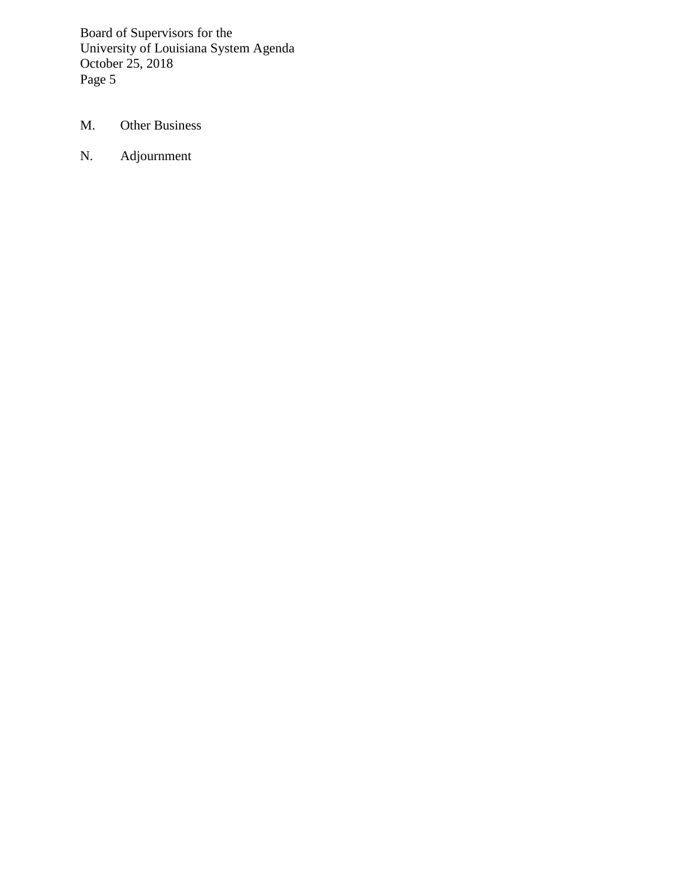M. Other Business

N. Adjournment